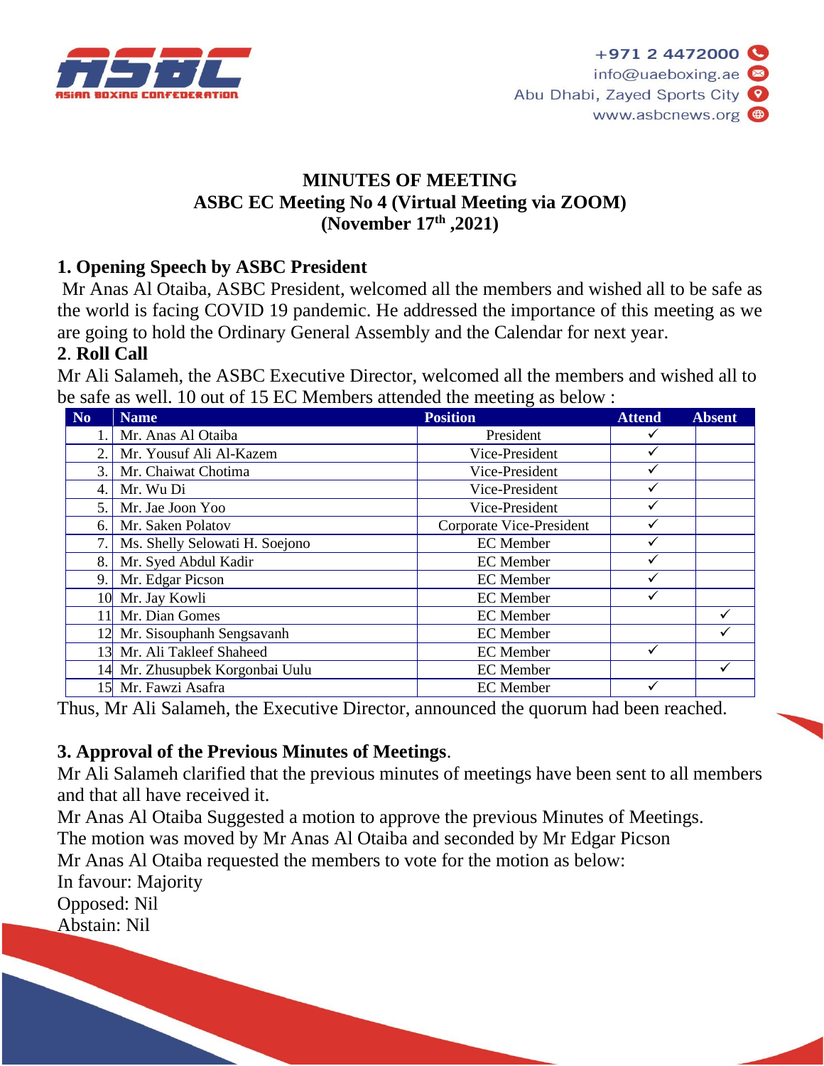# MINUTES OF MEETING
## ASBC EC Meeting No 4 (Virtual Meeting via ZOOM)
## (November 17th ,2021)

### 1. Opening Speech by ASBC President

Mr Anas Al Otaiba, ASBC President, welcomed all the members and wished all to be safe as the world is facing COVID 19 pandemic. He addressed the importance of this meeting as we are going to hold the Ordinary General Assembly and the Calendar for next year.

### 2. Roll Call

Mr Ali Salameh, the ASBC Executive Director, welcomed all the members and wished all to be safe as well. 10 out of 15 EC Members attended the meeting as below :

| No | Name | Position | Attend | Absent |
|---|---|---|---|---|
| 1. | Mr. Anas Al Otaiba | President | ✓ | |
| 2. | Mr. Yousuf Ali Al-Kazem | Vice-President | ✓ | |
| 3. | Mr. Chaiwat Chotima | Vice-President | ✓ | |
| 4. | Mr. Wu Di | Vice-President | ✓ | |
| 5. | Mr. Jae Joon Yoo | Vice-President | ✓ | |
| 6. | Mr. Saken Polatov | Corporate Vice-President | ✓ | |
| 7. | Ms. Shelly Selowati H. Soejono | EC Member | ✓ | |
| 8. | Mr. Syed Abdul Kadir | EC Member | ✓ | |
| 9. | Mr. Edgar Picson | EC Member | ✓ | |
| 10 | Mr. Jay Kowli | EC Member | ✓ | |
| 11 | Mr. Dian Gomes | EC Member | | ✓ |
| 12 | Mr. Sisouphanh Sengsavanh | EC Member | | ✓ |
| 13 | Mr. Ali Takleef Shaheed | EC Member | ✓ | |
| 14 | Mr. Zhusupbek Korgonbai Uulu | EC Member | | ✓ |
| 15 | Mr. Fawzi Asafra | EC Member | ✓ | |

Thus, Mr Ali Salameh, the Executive Director, announced the quorum had been reached.

### 3. Approval of the Previous Minutes of Meetings.

Mr Ali Salameh clarified that the previous minutes of meetings have been sent to all members and that all have received it.
Mr Anas Al Otaiba Suggested a motion to approve the previous Minutes of Meetings.
The motion was moved by Mr Anas Al Otaiba and seconded by Mr Edgar Picson
Mr Anas Al Otaiba requested the members to vote for the motion as below:
In favour: Majority
Opposed: Nil
Abstain: Nil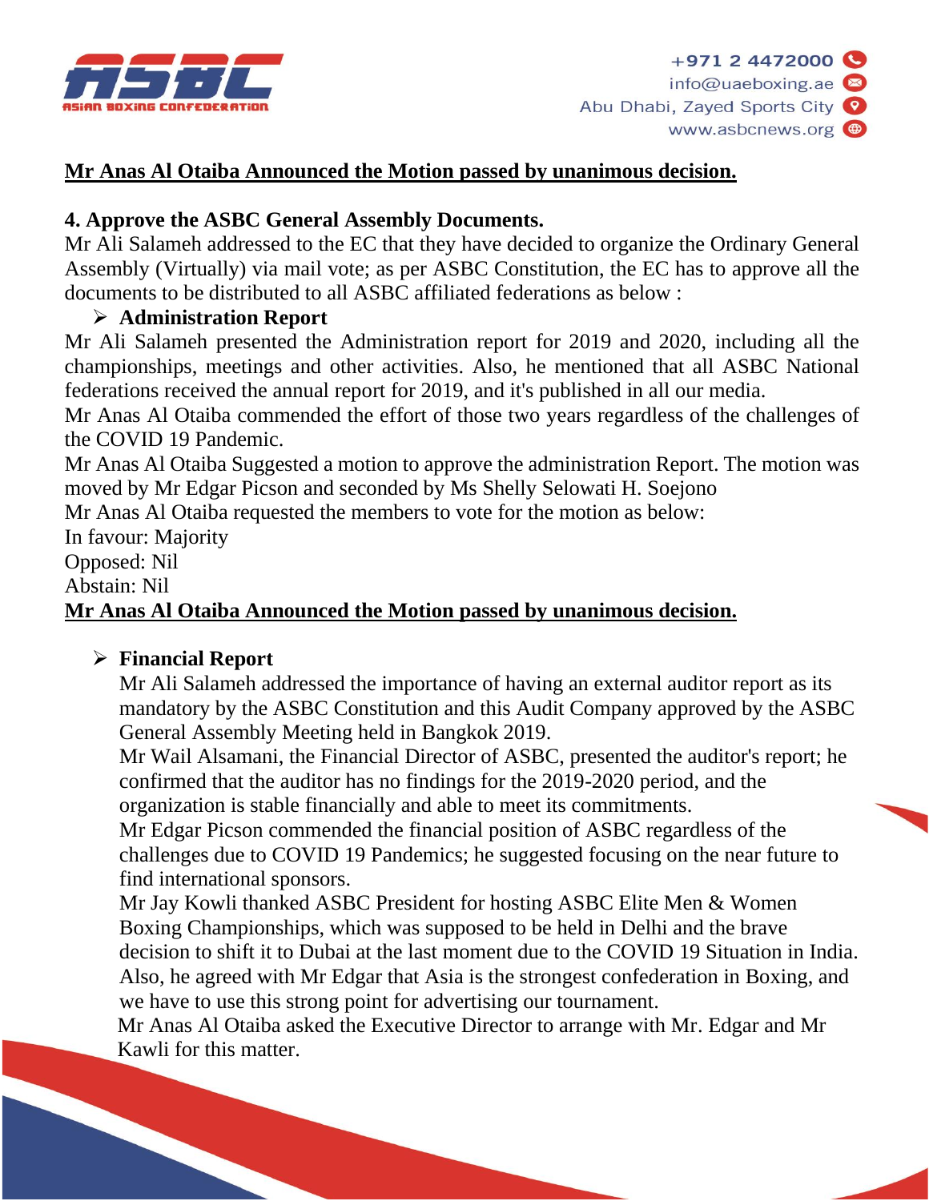**<u>Mr Anas Al Otaiba Announced the Motion passed by unanimous decision.</u>**

**4. Approve the ASBC General Assembly Documents.**

Mr Ali Salameh addressed to the EC that they have decided to organize the Ordinary General Assembly (Virtually) via mail vote; as per ASBC Constitution, the EC has to approve all the documents to be distributed to all ASBC affiliated federations as below :

- **Administration Report**

Mr Ali Salameh presented the Administration report for 2019 and 2020, including all the championships, meetings and other activities. Also, he mentioned that all ASBC National federations received the annual report for 2019, and it's published in all our media.

Mr Anas Al Otaiba commended the effort of those two years regardless of the challenges of the COVID 19 Pandemic.

Mr Anas Al Otaiba Suggested a motion to approve the administration Report. The motion was moved by Mr Edgar Picson and seconded by Ms Shelly Selowati H. Soejono

Mr Anas Al Otaiba requested the members to vote for the motion as below:

In favour: Majority

Opposed: Nil

Abstain: Nil

**<u>Mr Anas Al Otaiba Announced the Motion passed by unanimous decision.</u>**

- **Financial Report**

  Mr Ali Salameh addressed the importance of having an external auditor report as its mandatory by the ASBC Constitution and this Audit Company approved by the ASBC General Assembly Meeting held in Bangkok 2019.

  Mr Wail Alsamani, the Financial Director of ASBC, presented the auditor's report; he confirmed that the auditor has no findings for the 2019-2020 period, and the organization is stable financially and able to meet its commitments.

  Mr Edgar Picson commended the financial position of ASBC regardless of the challenges due to COVID 19 Pandemics; he suggested focusing on the near future to find international sponsors.

  Mr Jay Kowli thanked ASBC President for hosting ASBC Elite Men & Women Boxing Championships, which was supposed to be held in Delhi and the brave decision to shift it to Dubai at the last moment due to the COVID 19 Situation in India. Also, he agreed with Mr Edgar that Asia is the strongest confederation in Boxing, and we have to use this strong point for advertising our tournament.

  Mr Anas Al Otaiba asked the Executive Director to arrange with Mr. Edgar and Mr Kawli for this matter.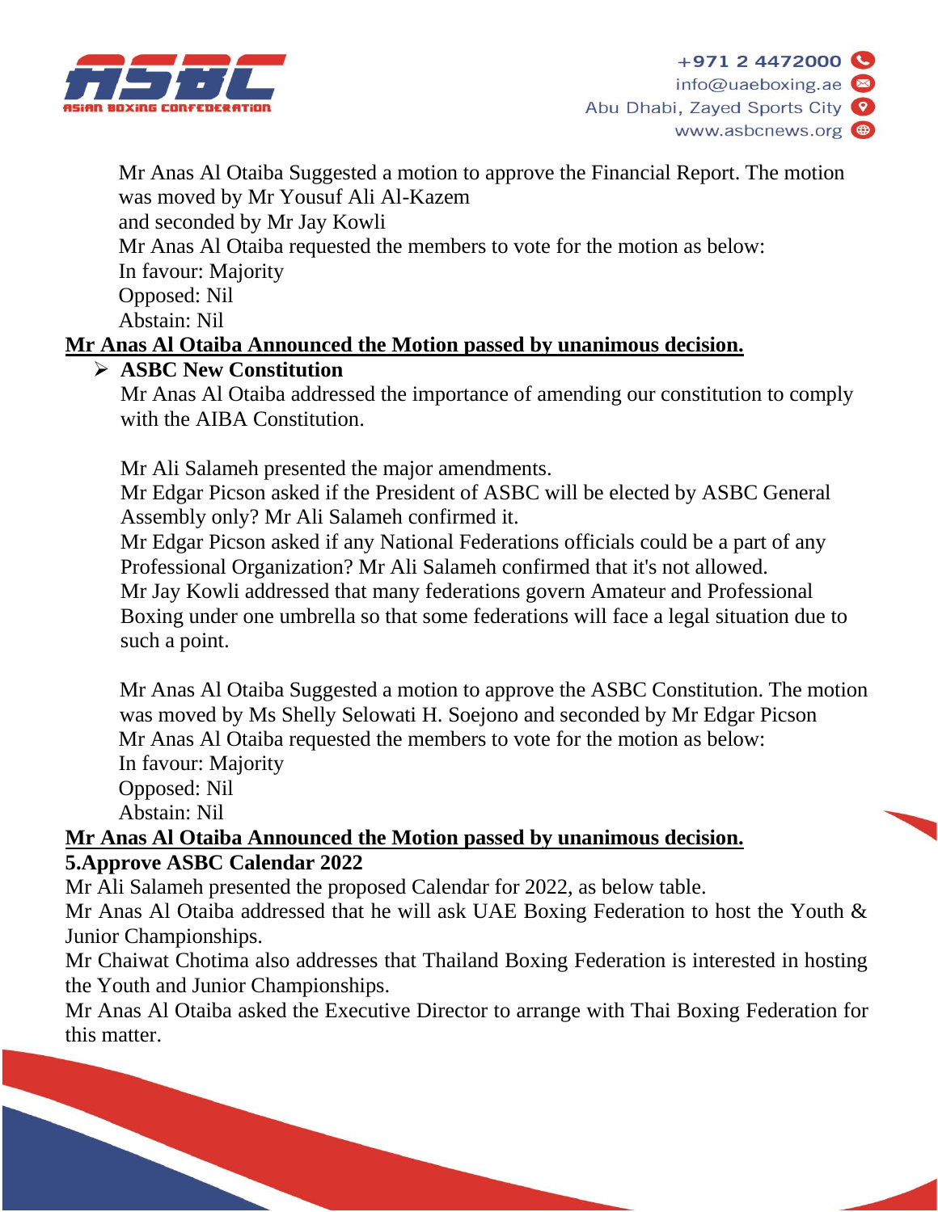Mr Anas Al Otaiba Suggested a motion to approve the Financial Report. The motion was moved by Mr Yousuf Ali Al-Kazem
and seconded by Mr Jay Kowli
Mr Anas Al Otaiba requested the members to vote for the motion as below:
In favour: Majority
Opposed: Nil
Abstain: Nil

**<u>Mr Anas Al Otaiba Announced the Motion passed by unanimous decision.</u>**

- **ASBC New Constitution**

  Mr Anas Al Otaiba addressed the importance of amending our constitution to comply with the AIBA Constitution.

  Mr Ali Salameh presented the major amendments.
  Mr Edgar Picson asked if the President of ASBC will be elected by ASBC General Assembly only? Mr Ali Salameh confirmed it.
  Mr Edgar Picson asked if any National Federations officials could be a part of any Professional Organization? Mr Ali Salameh confirmed that it's not allowed.
  Mr Jay Kowli addressed that many federations govern Amateur and Professional Boxing under one umbrella so that some federations will face a legal situation due to such a point.

  Mr Anas Al Otaiba Suggested a motion to approve the ASBC Constitution. The motion was moved by Ms Shelly Selowati H. Soejono and seconded by Mr Edgar Picson
  Mr Anas Al Otaiba requested the members to vote for the motion as below:
  In favour: Majority
  Opposed: Nil
  Abstain: Nil

**<u>Mr Anas Al Otaiba Announced the Motion passed by unanimous decision.</u>**

**5.Approve ASBC Calendar 2022**

Mr Ali Salameh presented the proposed Calendar for 2022, as below table.
Mr Anas Al Otaiba addressed that he will ask UAE Boxing Federation to host the Youth & Junior Championships.
Mr Chaiwat Chotima also addresses that Thailand Boxing Federation is interested in hosting the Youth and Junior Championships.
Mr Anas Al Otaiba asked the Executive Director to arrange with Thai Boxing Federation for this matter.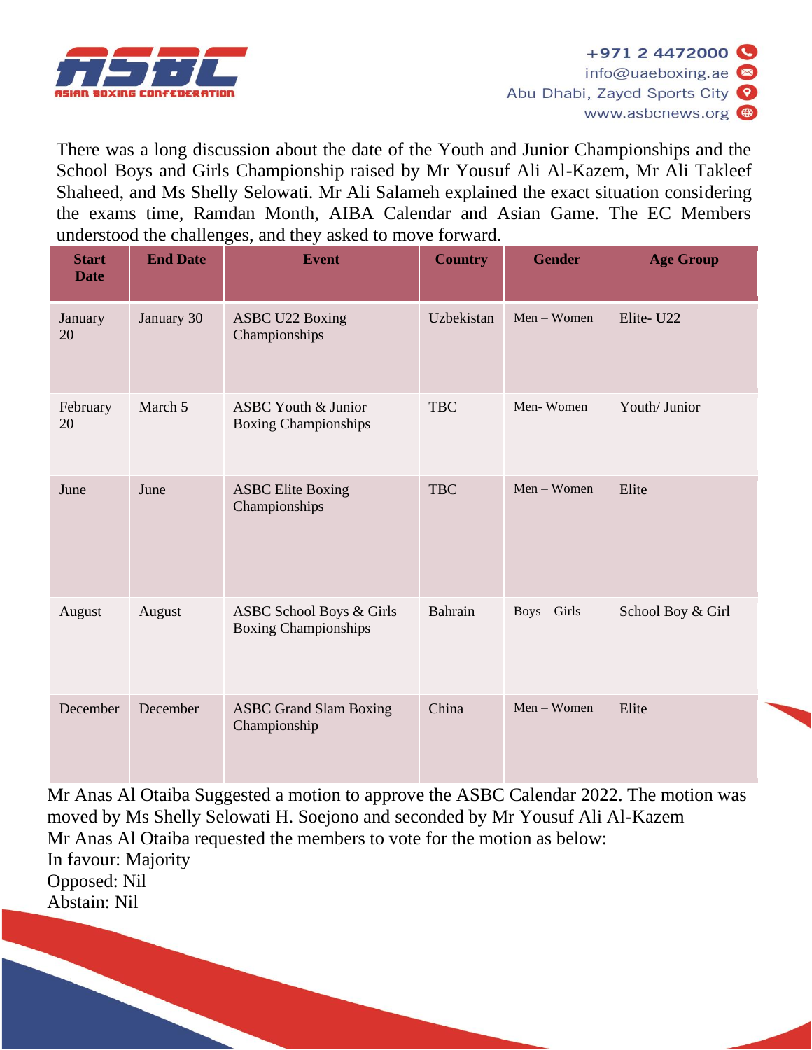There was a long discussion about the date of the Youth and Junior Championships and the School Boys and Girls Championship raised by Mr Yousuf Ali Al-Kazem, Mr Ali Takleef Shaheed, and Ms Shelly Selowati. Mr Ali Salameh explained the exact situation considering the exams time, Ramdan Month, AIBA Calendar and Asian Game. The EC Members understood the challenges, and they asked to move forward.

| Start Date | End Date | Event | Country | Gender | Age Group |
|---|---|---|---|---|---|
| January 20 | January 30 | ASBC U22 Boxing Championships | Uzbekistan | Men – Women | Elite- U22 |
| February 20 | March 5 | ASBC Youth & Junior Boxing Championships | TBC | Men- Women | Youth/ Junior |
| June | June | ASBC Elite Boxing Championships | TBC | Men – Women | Elite |
| August | August | ASBC School Boys & Girls Boxing Championships | Bahrain | Boys – Girls | School Boy & Girl |
| December | December | ASBC Grand Slam Boxing Championship | China | Men – Women | Elite |

Mr Anas Al Otaiba Suggested a motion to approve the ASBC Calendar 2022. The motion was moved by Ms Shelly Selowati H. Soejono and seconded by Mr Yousuf Ali Al-Kazem
Mr Anas Al Otaiba requested the members to vote for the motion as below:
In favour: Majority
Opposed: Nil
Abstain: Nil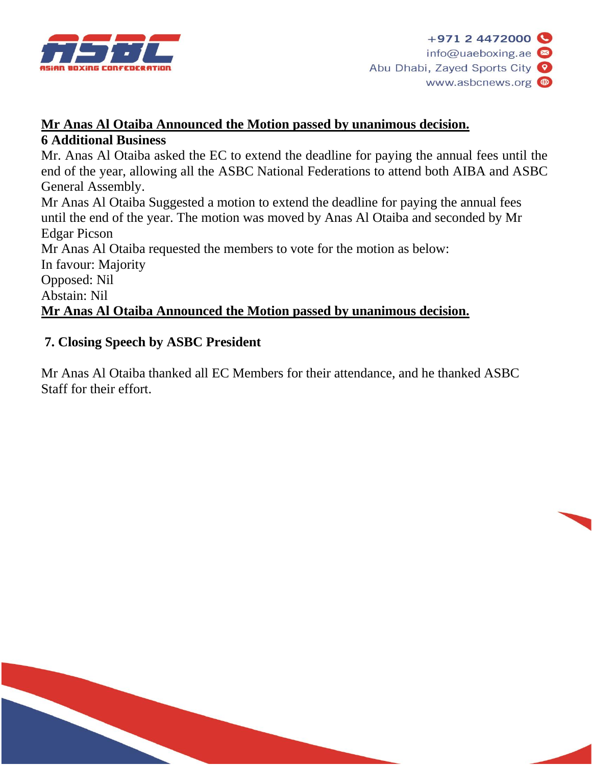**<u>Mr Anas Al Otaiba Announced the Motion passed by unanimous decision.</u>**

**6 Additional Business**

Mr. Anas Al Otaiba asked the EC to extend the deadline for paying the annual fees until the end of the year, allowing all the ASBC National Federations to attend both AIBA and ASBC General Assembly.

Mr Anas Al Otaiba Suggested a motion to extend the deadline for paying the annual fees until the end of the year. The motion was moved by Anas Al Otaiba and seconded by Mr Edgar Picson

Mr Anas Al Otaiba requested the members to vote for the motion as below:

In favour: Majority

Opposed: Nil

Abstain: Nil

**<u>Mr Anas Al Otaiba Announced the Motion passed by unanimous decision.</u>**

**7. Closing Speech by ASBC President**

Mr Anas Al Otaiba thanked all EC Members for their attendance, and he thanked ASBC Staff for their effort.